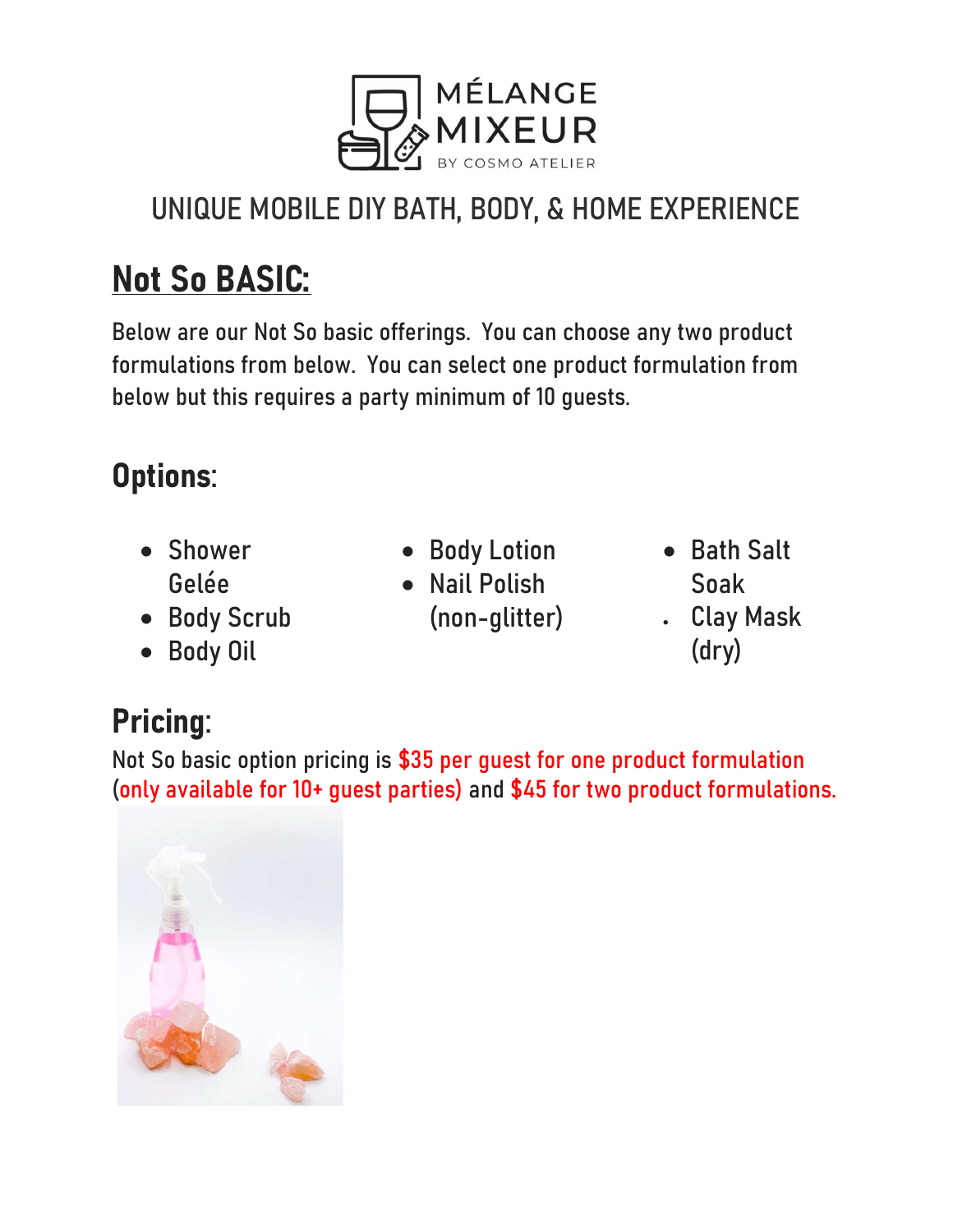MÉLANGE MIXEUR

BY COSMO ATELIER

UNIQUE MOBILE DIY BATH, BODY, & HOME EXPERIENCE

# Not So BASIC:

Below are our Not So basic offerings. You can choose any two product formulations from below. You can select one product formulation from below but this requires a party minimum of 10 guests.

## Options:

- Shower Gelée
- Body Scrub
- Body Oil
- Body Lotion
- Nail Polish (non-glitter)
- Bath Salt Soak
- Clay Mask (dry)

## Pricing:

Not So basic option pricing is $35 per guest for one product formulation (only available for 10+ guest parties) and $45 for two product formulations.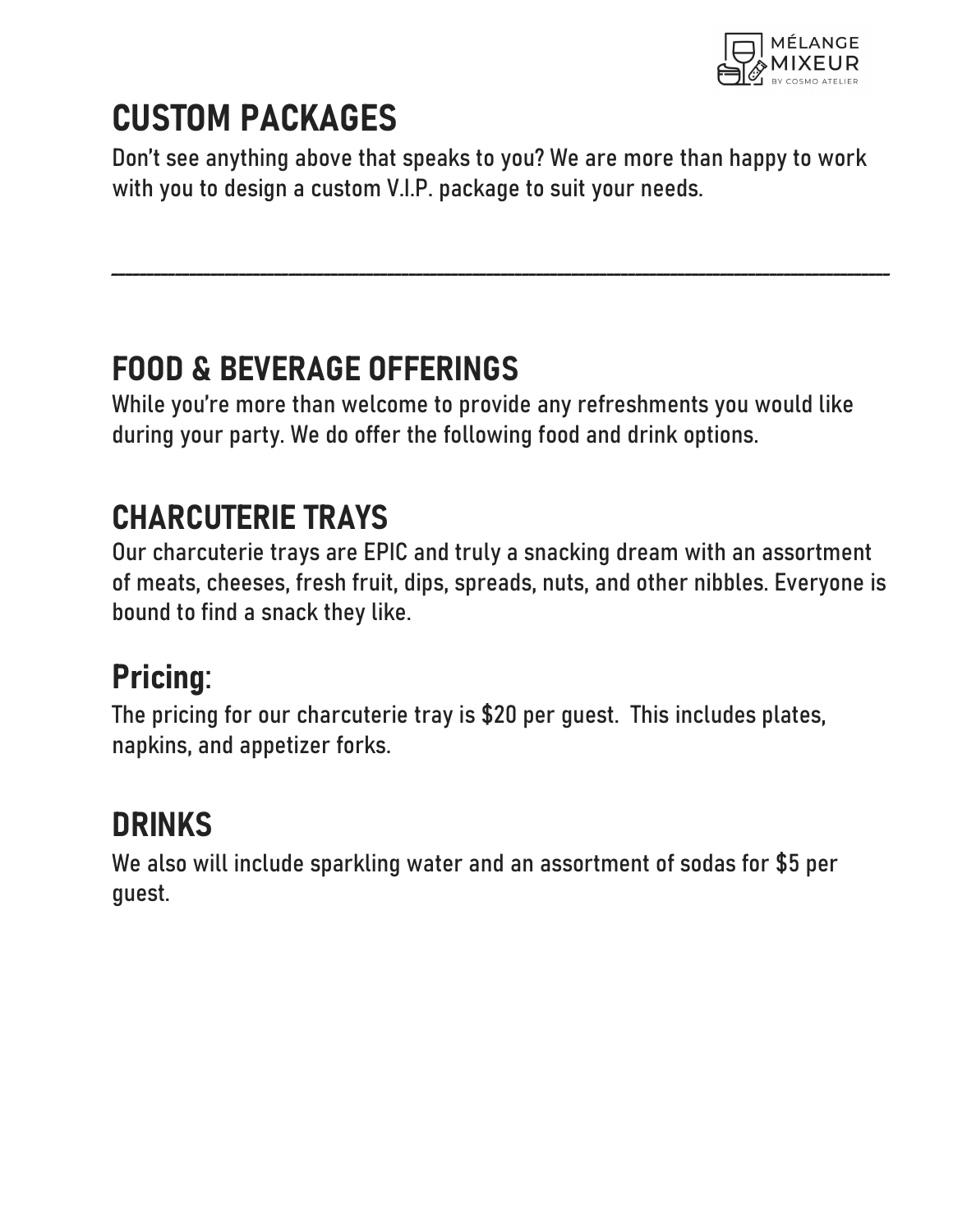## CUSTOM PACKAGES

Don't see anything above that speaks to you? We are more than happy to work with you to design a custom V.I.P. package to suit your needs.

---

## FOOD & BEVERAGE OFFERINGS

While you're more than welcome to provide any refreshments you would like during your party. We do offer the following food and drink options.

## CHARCUTERIE TRAYS

Our charcuterie trays are EPIC and truly a snacking dream with an assortment of meats, cheeses, fresh fruit, dips, spreads, nuts, and other nibbles. Everyone is bound to find a snack they like.

## **Pricing**:

The pricing for our charcuterie tray is $20 per guest. This includes plates, napkins, and appetizer forks.

## DRINKS

We also will include sparkling water and an assortment of sodas for $5 per guest.